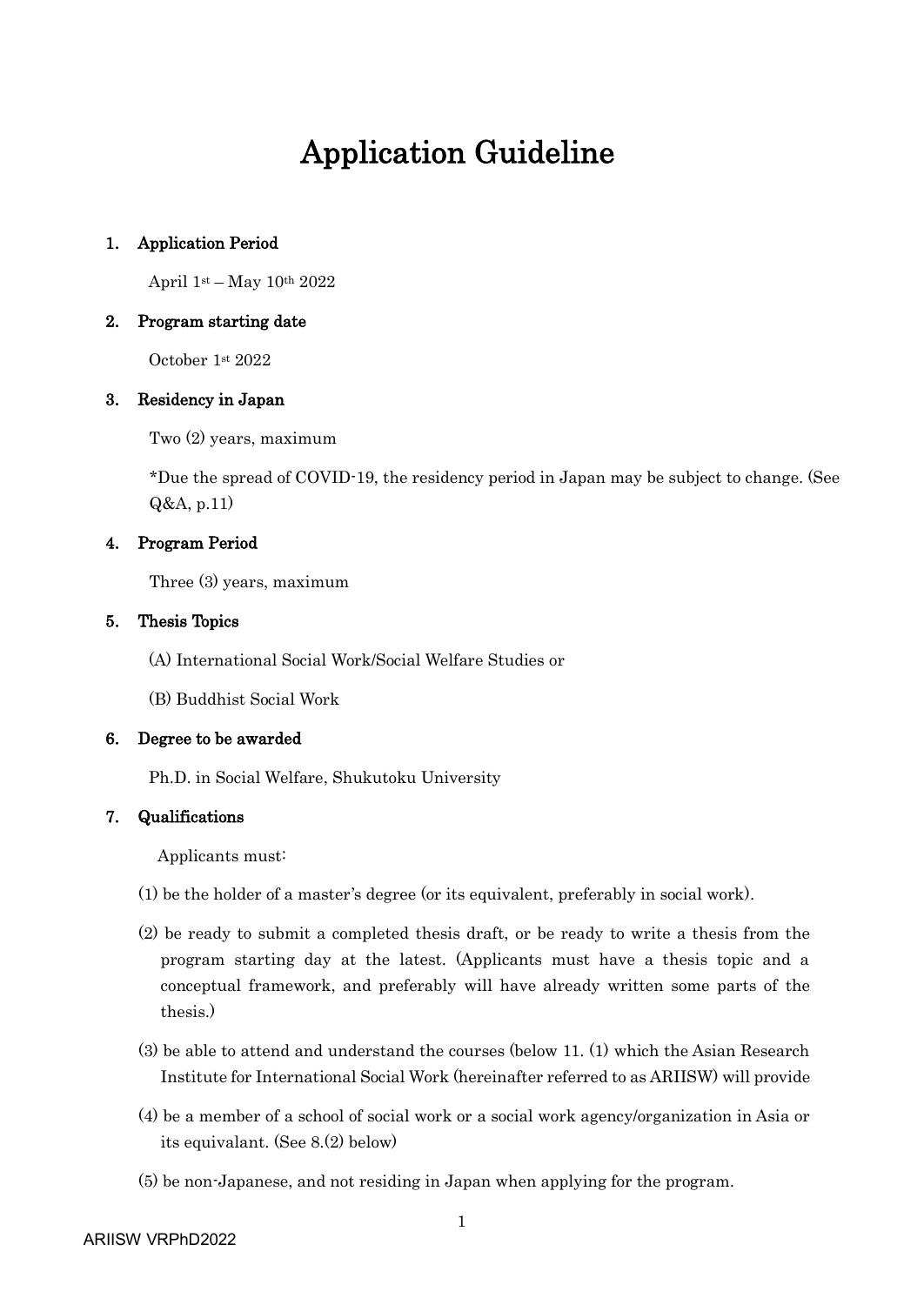# Application Guideline

## 1. Application Period

April 1st – May 10th 2022

## 2. Program starting date

October 1st 2022

## 3. Residency in Japan

Two (2) years, maximum

*Due the spread of COVID-19, the residency period in Japan may be subject to change. (See Q&A, p.11)

## 4. Program Period

Three (3) years, maximum

## 5. Thesis Topics

(A) International Social Work/Social Welfare Studies or

(B) Buddhist Social Work

## 6. Degree to be awarded

Ph.D. in Social Welfare, Shukutoku University

## 7. Qualifications

Applicants must:

(1) be the holder of a master's degree (or its equivalent, preferably in social work).

(2) be ready to submit a completed thesis draft, or be ready to write a thesis from the program starting day at the latest. (Applicants must have a thesis topic and a conceptual framework, and preferably will have already written some parts of the thesis.)

(3) be able to attend and understand the courses (below 11. (1) which the Asian Research Institute for International Social Work (hereinafter referred to as ARIISW) will provide

(4) be a member of a school of social work or a social work agency/organization in Asia or its equivalant. (See 8.(2) below)

(5) be non-Japanese, and not residing in Japan when applying for the program.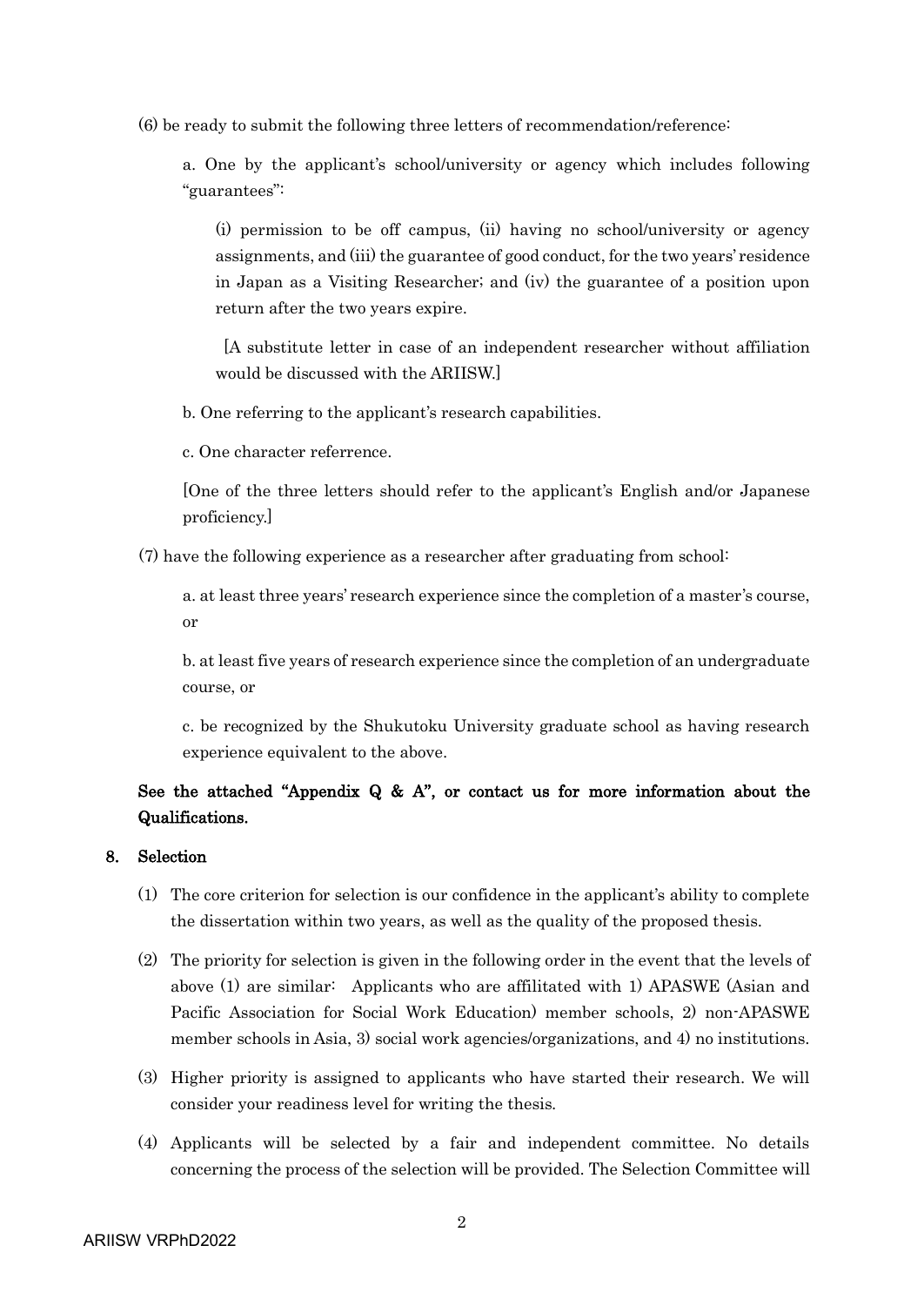(6) be ready to submit the following three letters of recommendation/reference:

a. One by the applicant's school/university or agency which includes following "guarantees":

(i) permission to be off campus, (ii) having no school/university or agency assignments, and (iii) the guarantee of good conduct, for the two years' residence in Japan as a Visiting Researcher; and (iv) the guarantee of a position upon return after the two years expire.

[A substitute letter in case of an independent researcher without affiliation would be discussed with the ARIISW.]

b. One referring to the applicant's research capabilities.

c. One character referrence.

[One of the three letters should refer to the applicant's English and/or Japanese proficiency.]

(7) have the following experience as a researcher after graduating from school:

a. at least three years' research experience since the completion of a master's course, or

b. at least five years of research experience since the completion of an undergraduate course, or

c. be recognized by the Shukutoku University graduate school as having research experience equivalent to the above.

**See the attached "Appendix Q & A", or contact us for more information about the Qualifications.**

## 8. Selection

(1) The core criterion for selection is our confidence in the applicant's ability to complete the dissertation within two years, as well as the quality of the proposed thesis.

(2) The priority for selection is given in the following order in the event that the levels of above (1) are similar: Applicants who are affiliated with 1) APASWE (Asian and Pacific Association for Social Work Education) member schools, 2) non-APASWE member schools in Asia, 3) social work agencies/organizations, and 4) no institutions.

(3) Higher priority is assigned to applicants who have started their research. We will consider your readiness level for writing the thesis.

(4) Applicants will be selected by a fair and independent committee. No details concerning the process of the selection will be provided. The Selection Committee will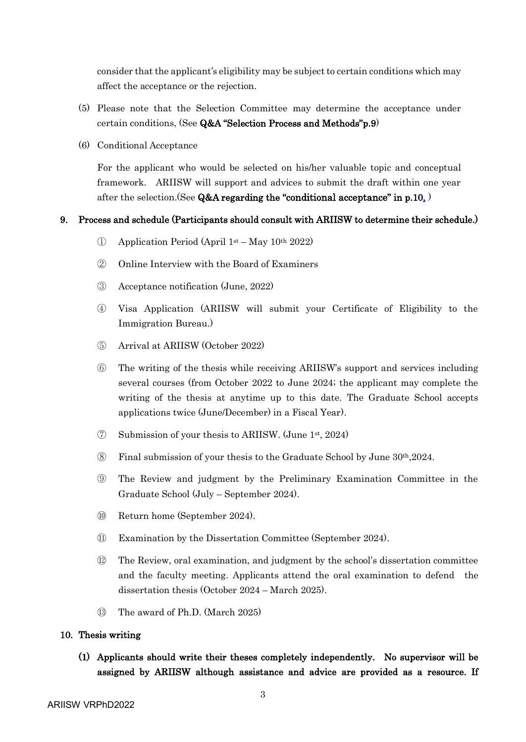consider that the applicant's eligibility may be subject to certain conditions which may affect the acceptance or the rejection.

(5) Please note that the Selection Committee may determine the acceptance under certain conditions, (See **Q&A "Selection Process and Methods"p.9**)

(6) Conditional Acceptance

For the applicant who would be selected on his/her valuable topic and conceptual framework. ARIISW will support and advices to submit the draft within one year after the selection.(See **Q&A regarding the "conditional acceptance" in p.10**, )

## 9. Process and schedule (Participants should consult with ARIISW to determine their schedule.)

① Application Period (April 1st – May 10th 2022)

② Online Interview with the Board of Examiners

③ Acceptance notification (June, 2022)

④ Visa Application (ARIISW will submit your Certificate of Eligibility to the Immigration Bureau.)

⑤ Arrival at ARIISW (October 2022)

⑥ The writing of the thesis while receiving ARIISW's support and services including several courses (from October 2022 to June 2024; the applicant may complete the writing of the thesis at anytime up to this date. The Graduate School accepts applications twice (June/December) in a Fiscal Year).

⑦ Submission of your thesis to ARIISW. (June 1st, 2024)

⑧ Final submission of your thesis to the Graduate School by June 30th,2024.

⑨ The Review and judgment by the Preliminary Examination Committee in the Graduate School (July – September 2024).

⑩ Return home (September 2024).

⑪ Examination by the Dissertation Committee (September 2024).

⑫ The Review, oral examination, and judgment by the school's dissertation committee and the faculty meeting. Applicants attend the oral examination to defend the dissertation thesis (October 2024 – March 2025).

⑬ The award of Ph.D. (March 2025)

## 10. Thesis writing

**(1) Applicants should write their theses completely independently. No supervisor will be assigned by ARIISW although assistance and advice are provided as a resource. If**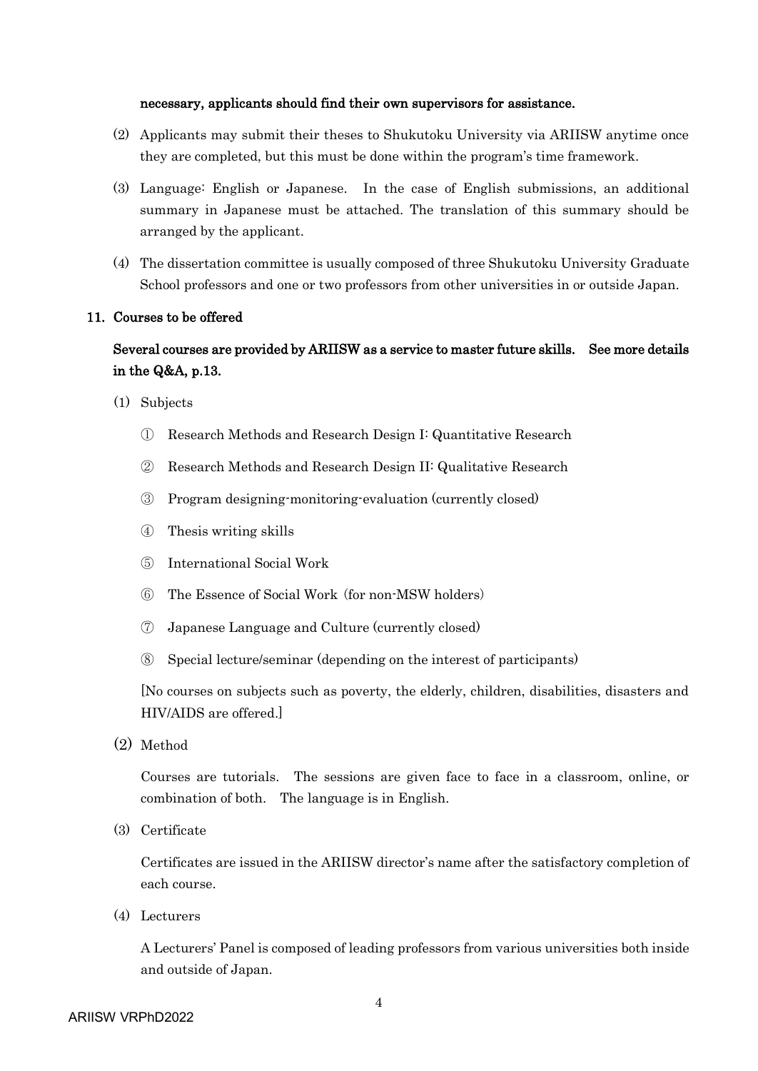**necessary, applicants should find their own supervisors for assistance.**

(2) Applicants may submit their theses to Shukutoku University via ARIISW anytime once they are completed, but this must be done within the program's time framework.

(3) Language: English or Japanese. In the case of English submissions, an additional summary in Japanese must be attached. The translation of this summary should be arranged by the applicant.

(4) The dissertation committee is usually composed of three Shukutoku University Graduate School professors and one or two professors from other universities in or outside Japan.

## 11. Courses to be offered

**Several courses are provided by ARIISW as a service to master future skills. See more details in the Q&A, p.13.**

(1) Subjects

① Research Methods and Research Design I: Quantitative Research

② Research Methods and Research Design II: Qualitative Research

③ Program designing-monitoring-evaluation (currently closed)

④ Thesis writing skills

⑤ International Social Work

⑥ The Essence of Social Work (for non-MSW holders)

⑦ Japanese Language and Culture (currently closed)

⑧ Special lecture/seminar (depending on the interest of participants)

[No courses on subjects such as poverty, the elderly, children, disabilities, disasters and HIV/AIDS are offered.]

(2) Method

Courses are tutorials. The sessions are given face to face in a classroom, online, or combination of both. The language is in English.

(3) Certificate

Certificates are issued in the ARIISW director's name after the satisfactory completion of each course.

(4) Lecturers

A Lecturers' Panel is composed of leading professors from various universities both inside and outside of Japan.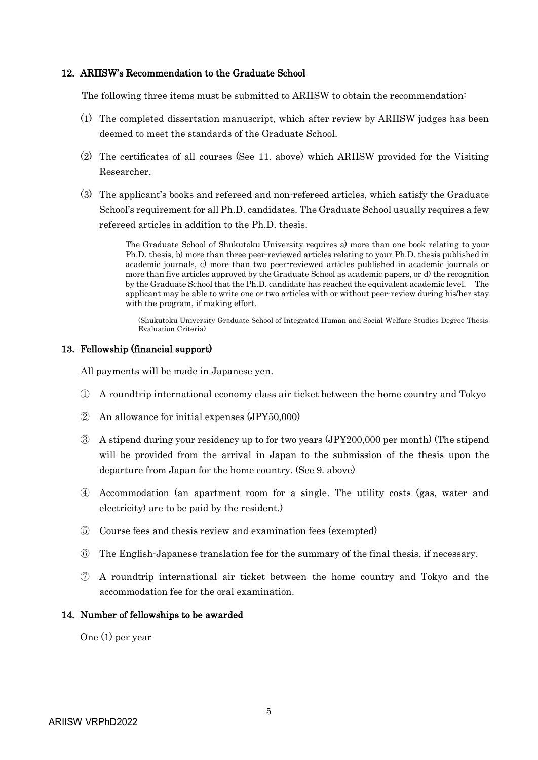## 12. ARIISW's Recommendation to the Graduate School

The following three items must be submitted to ARIISW to obtain the recommendation:

(1) The completed dissertation manuscript, which after review by ARIISW judges has been deemed to meet the standards of the Graduate School.

(2) The certificates of all courses (See 11. above) which ARIISW provided for the Visiting Researcher.

(3) The applicant's books and refereed and non-refereed articles, which satisfy the Graduate School's requirement for all Ph.D. candidates. The Graduate School usually requires a few refereed articles in addition to the Ph.D. thesis.

> The Graduate School of Shukutoku University requires a) more than one book relating to your Ph.D. thesis, b) more than three peer-reviewed articles relating to your Ph.D. thesis published in academic journals, c) more than two peer-reviewed articles published in academic journals or more than five articles approved by the Graduate School as academic papers, or d) the recognition by the Graduate School that the Ph.D. candidate has reached the equivalent academic level. The applicant may be able to write one or two articles with or without peer-review during his/her stay with the program, if making effort.
>
> (Shukutoku University Graduate School of Integrated Human and Social Welfare Studies Degree Thesis Evaluation Criteria)

## 13. Fellowship (financial support)

All payments will be made in Japanese yen.

① A roundtrip international economy class air ticket between the home country and Tokyo

② An allowance for initial expenses (JPY50,000)

③ A stipend during your residency up to for two years (JPY200,000 per month) (The stipend will be provided from the arrival in Japan to the submission of the thesis upon the departure from Japan for the home country. (See 9. above)

④ Accommodation (an apartment room for a single. The utility costs (gas, water and electricity) are to be paid by the resident.)

⑤ Course fees and thesis review and examination fees (exempted)

⑥ The English-Japanese translation fee for the summary of the final thesis, if necessary.

⑦ A roundtrip international air ticket between the home country and Tokyo and the accommodation fee for the oral examination.

## 14. Number of fellowships to be awarded

One (1) per year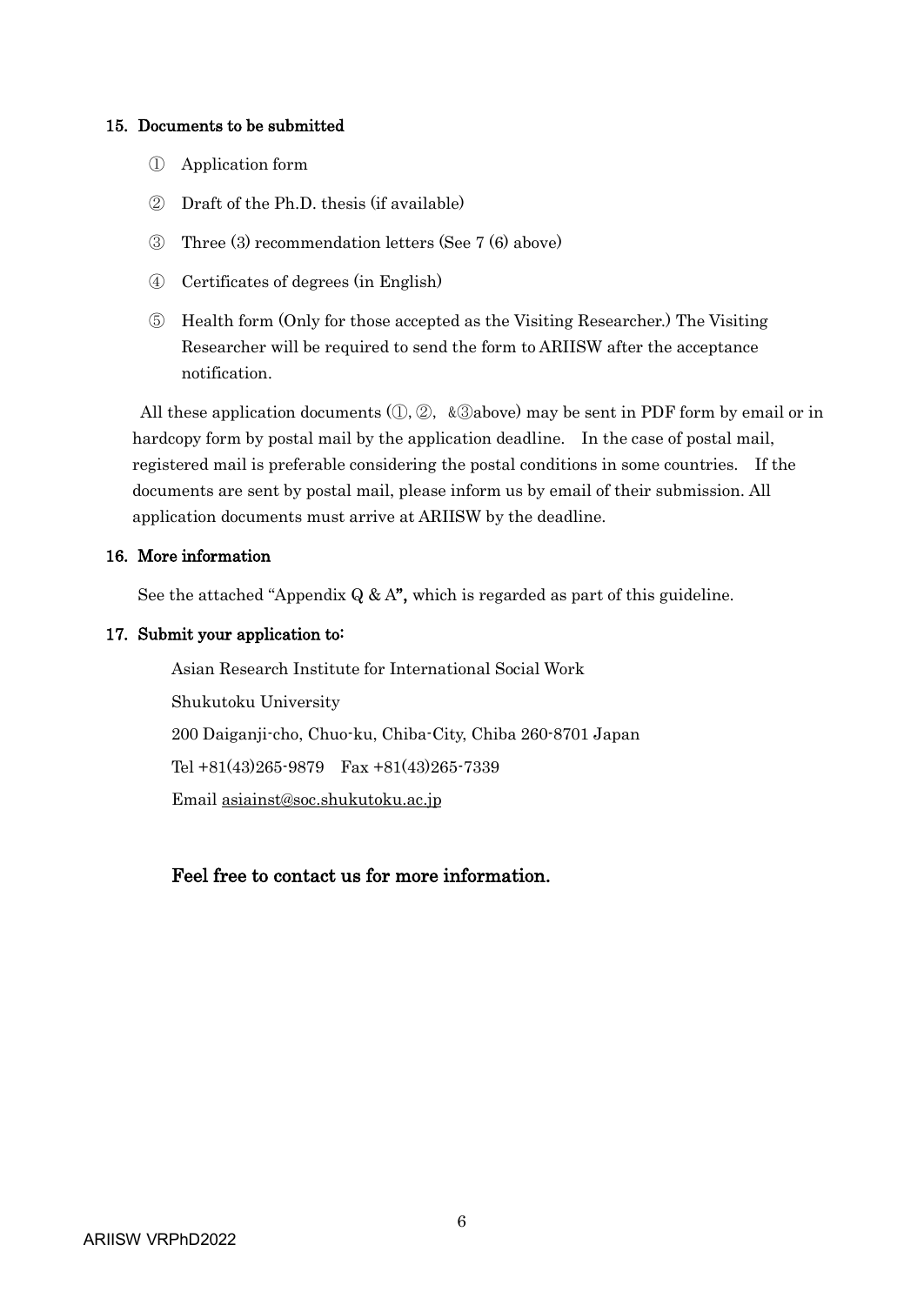## 15. Documents to be submitted

① Application form

② Draft of the Ph.D. thesis (if available)

③ Three (3) recommendation letters (See 7 (6) above)

④ Certificates of degrees (in English)

⑤ Health form (Only for those accepted as the Visiting Researcher.) The Visiting Researcher will be required to send the form to ARIISW after the acceptance notification.

All these application documents (①, ②, &③above) may be sent in PDF form by email or in hardcopy form by postal mail by the application deadline. In the case of postal mail, registered mail is preferable considering the postal conditions in some countries. If the documents are sent by postal mail, please inform us by email of their submission. All application documents must arrive at ARIISW by the deadline.

## 16. More information

See the attached "Appendix Q & A", which is regarded as part of this guideline.

## 17. Submit your application to:

Asian Research Institute for International Social Work

Shukutoku University

200 Daiganji-cho, Chuo-ku, Chiba-City, Chiba 260-8701 Japan

Tel +81(43)265-9879 Fax +81(43)265-7339

Email asiainst@soc.shukutoku.ac.jp

**Feel free to contact us for more information.**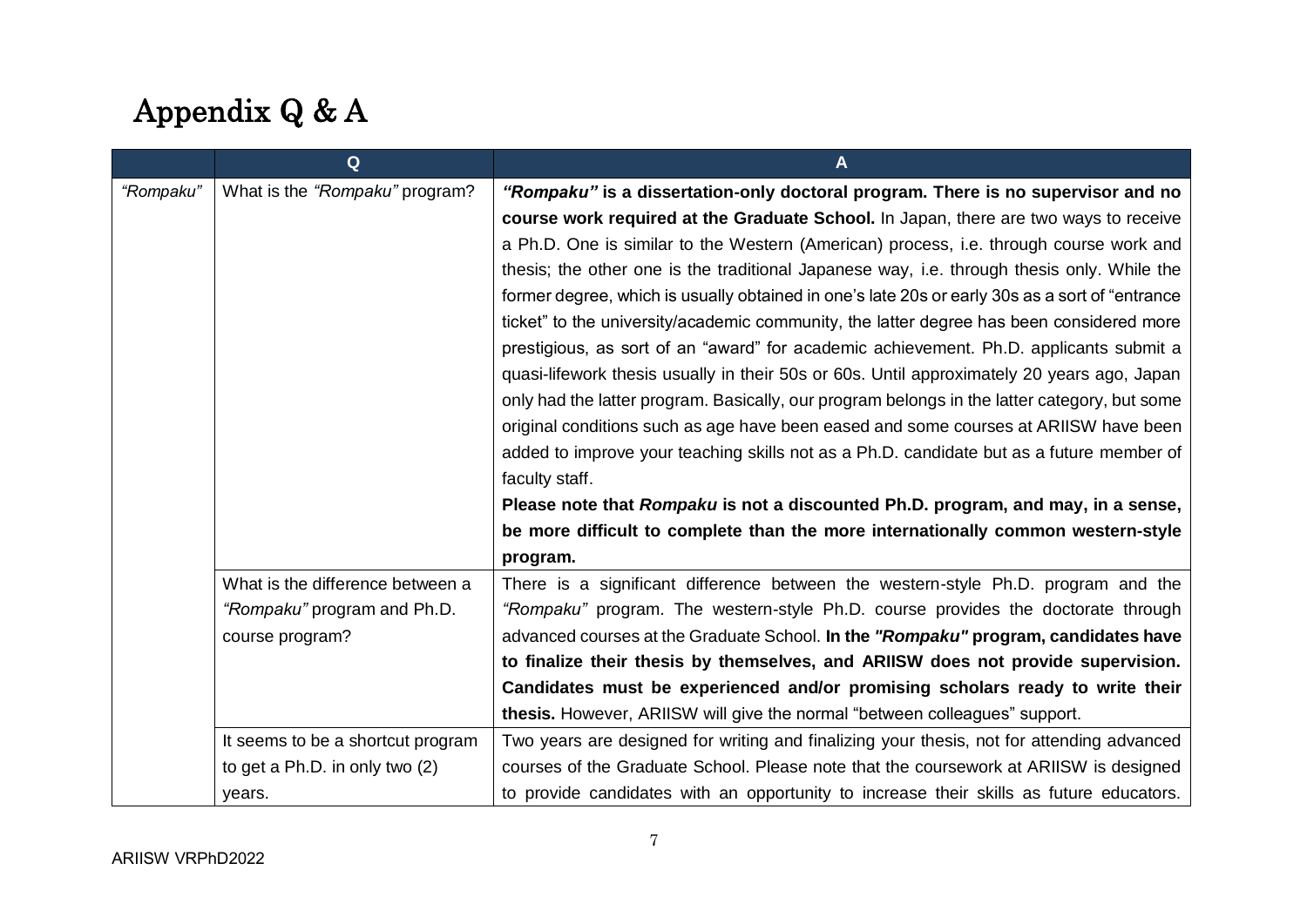# Appendix Q & A

| | Q | A |
|---|---|---|
| *"Rompaku"* | What is the *"Rompaku"* program? | ***"Rompaku"* is a dissertation-only doctoral program. There is no supervisor and no course work required at the Graduate School.** In Japan, there are two ways to receive a Ph.D. One is similar to the Western (American) process, i.e. through course work and thesis; the other one is the traditional Japanese way, i.e. through thesis only. While the former degree, which is usually obtained in one's late 20s or early 30s as a sort of "entrance ticket" to the university/academic community, the latter degree has been considered more prestigious, as sort of an "award" for academic achievement. Ph.D. applicants submit a quasi-lifework thesis usually in their 50s or 60s. Until approximately 20 years ago, Japan only had the latter program. Basically, our program belongs in the latter category, but some original conditions such as age have been eased and some courses at ARIISW have been added to improve your teaching skills not as a Ph.D. candidate but as a future member of faculty staff.<br>**Please note that *Rompaku* is not a discounted Ph.D. program, and may, in a sense, be more difficult to complete than the more internationally common western-style program.** |
| | What is the difference between a *"Rompaku"* program and Ph.D. course program? | There is a significant difference between the western-style Ph.D. program and the *"Rompaku"* program. The western-style Ph.D. course provides the doctorate through advanced courses at the Graduate School. **In the *"Rompaku"* program, candidates have to finalize their thesis by themselves, and ARIISW does not provide supervision. Candidates must be experienced and/or promising scholars ready to write their thesis.** However, ARIISW will give the normal "between colleagues" support. |
| | It seems to be a shortcut program to get a Ph.D. in only two (2) years. | Two years are designed for writing and finalizing your thesis, not for attending advanced courses of the Graduate School. Please note that the coursework at ARIISW is designed to provide candidates with an opportunity to increase their skills as future educators. |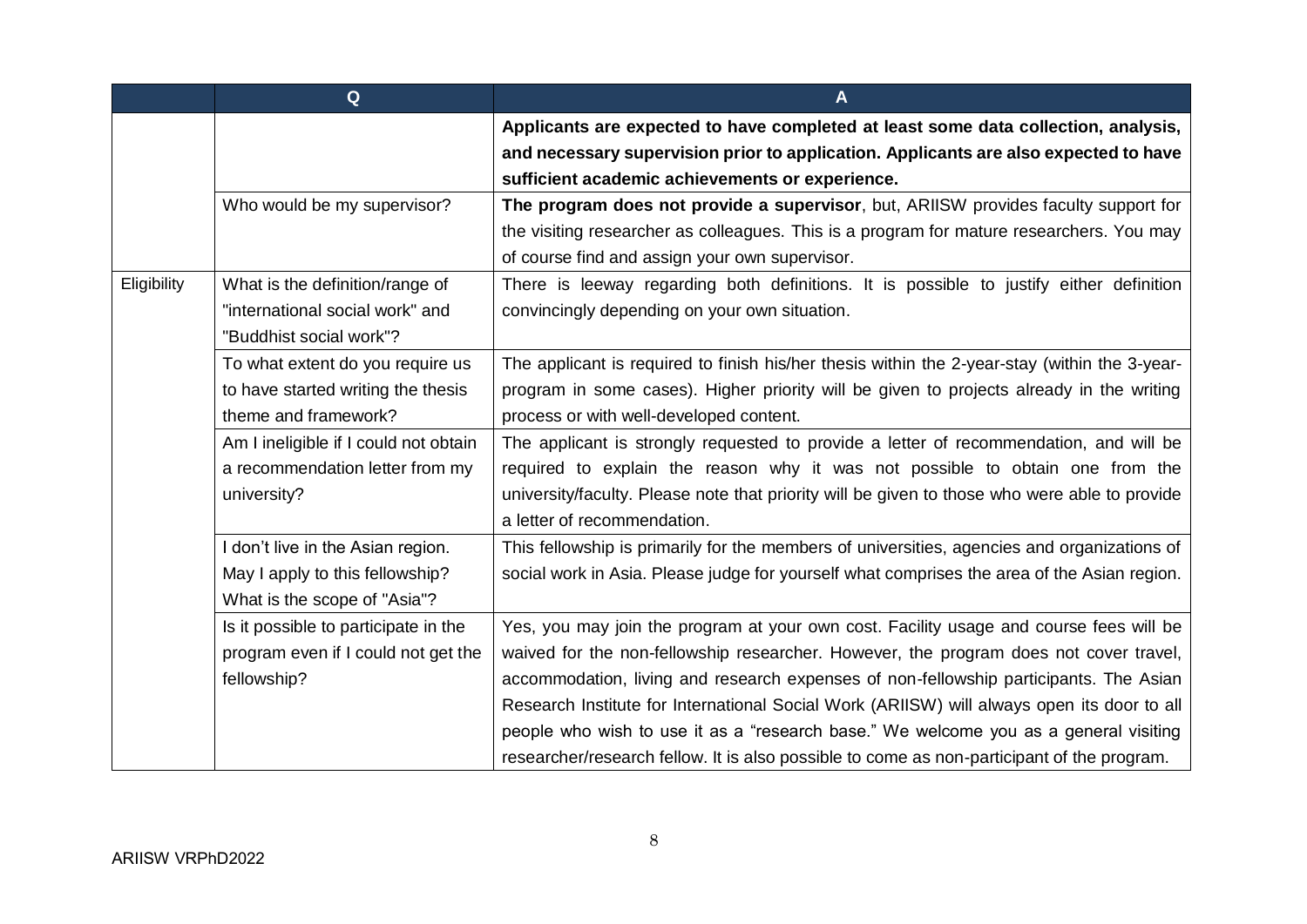|  | Q | A |
| --- | --- | --- |
|  |  | **Applicants are expected to have completed at least some data collection, analysis, and necessary supervision prior to application. Applicants are also expected to have sufficient academic achievements or experience.** |
|  | Who would be my supervisor? | **The program does not provide a supervisor**, but, ARIISW provides faculty support for the visiting researcher as colleagues. This is a program for mature researchers. You may of course find and assign your own supervisor. |
| Eligibility | What is the definition/range of "international social work" and "Buddhist social work"? | There is leeway regarding both definitions. It is possible to justify either definition convincingly depending on your own situation. |
|  | To what extent do you require us to have started writing the thesis theme and framework? | The applicant is required to finish his/her thesis within the 2-year-stay (within the 3-year-program in some cases). Higher priority will be given to projects already in the writing process or with well-developed content. |
|  | Am I ineligible if I could not obtain a recommendation letter from my university? | The applicant is strongly requested to provide a letter of recommendation, and will be required to explain the reason why it was not possible to obtain one from the university/faculty. Please note that priority will be given to those who were able to provide a letter of recommendation. |
|  | I don't live in the Asian region. May I apply to this fellowship? What is the scope of "Asia"? | This fellowship is primarily for the members of universities, agencies and organizations of social work in Asia. Please judge for yourself what comprises the area of the Asian region. |
|  | Is it possible to participate in the program even if I could not get the fellowship? | Yes, you may join the program at your own cost. Facility usage and course fees will be waived for the non-fellowship researcher. However, the program does not cover travel, accommodation, living and research expenses of non-fellowship participants. The Asian Research Institute for International Social Work (ARIISW) will always open its door to all people who wish to use it as a "research base." We welcome you as a general visiting researcher/research fellow. It is also possible to come as non-participant of the program. |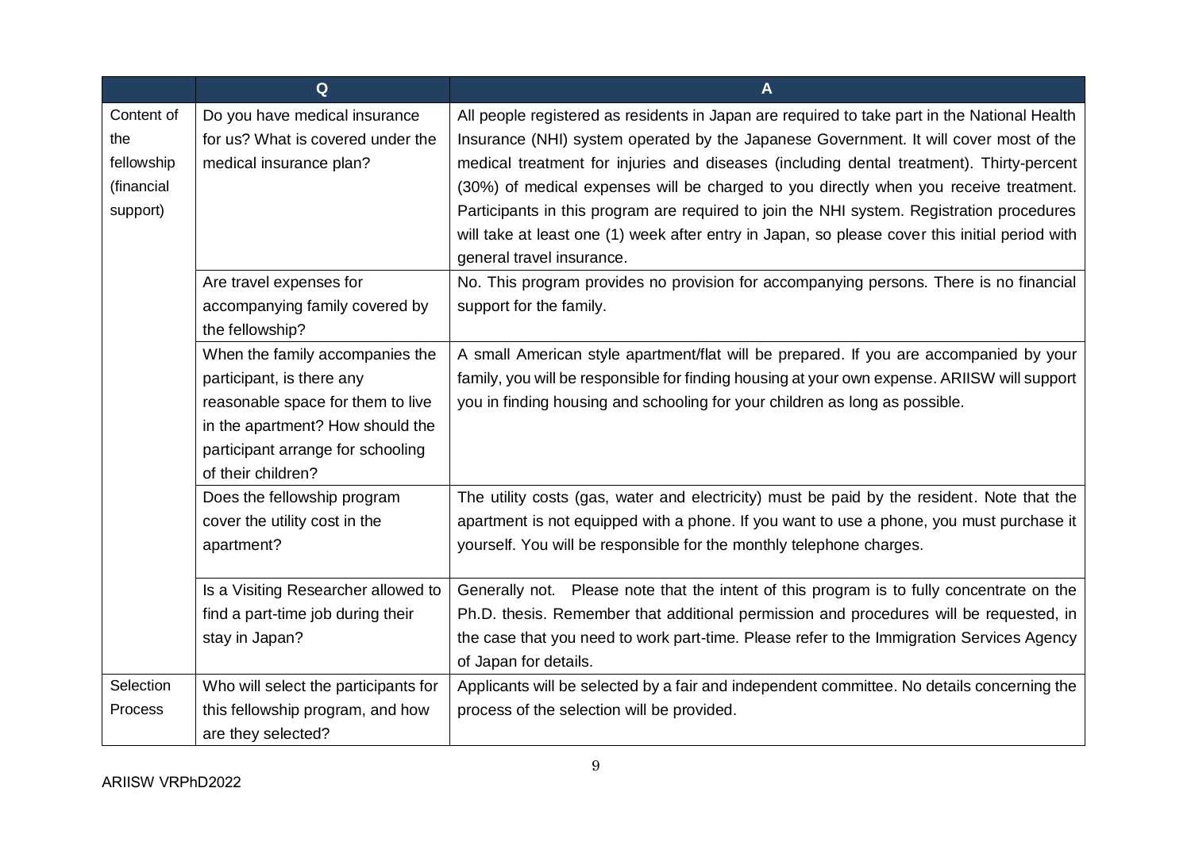| | Q | A |
|---|---|---|
| Content of the fellowship (financial support) | Do you have medical insurance for us? What is covered under the medical insurance plan? | All people registered as residents in Japan are required to take part in the National Health Insurance (NHI) system operated by the Japanese Government. It will cover most of the medical treatment for injuries and diseases (including dental treatment). Thirty-percent (30%) of medical expenses will be charged to you directly when you receive treatment. Participants in this program are required to join the NHI system. Registration procedures will take at least one (1) week after entry in Japan, so please cover this initial period with general travel insurance. |
| | Are travel expenses for accompanying family covered by the fellowship? | No. This program provides no provision for accompanying persons. There is no financial support for the family. |
| | When the family accompanies the participant, is there any reasonable space for them to live in the apartment? How should the participant arrange for schooling of their children? | A small American style apartment/flat will be prepared. If you are accompanied by your family, you will be responsible for finding housing at your own expense. ARIISW will support you in finding housing and schooling for your children as long as possible. |
| | Does the fellowship program cover the utility cost in the apartment? | The utility costs (gas, water and electricity) must be paid by the resident. Note that the apartment is not equipped with a phone. If you want to use a phone, you must purchase it yourself. You will be responsible for the monthly telephone charges. |
| | Is a Visiting Researcher allowed to find a part-time job during their stay in Japan? | Generally not. Please note that the intent of this program is to fully concentrate on the Ph.D. thesis. Remember that additional permission and procedures will be requested, in the case that you need to work part-time. Please refer to the Immigration Services Agency of Japan for details. |
| Selection Process | Who will select the participants for this fellowship program, and how are they selected? | Applicants will be selected by a fair and independent committee. No details concerning the process of the selection will be provided. |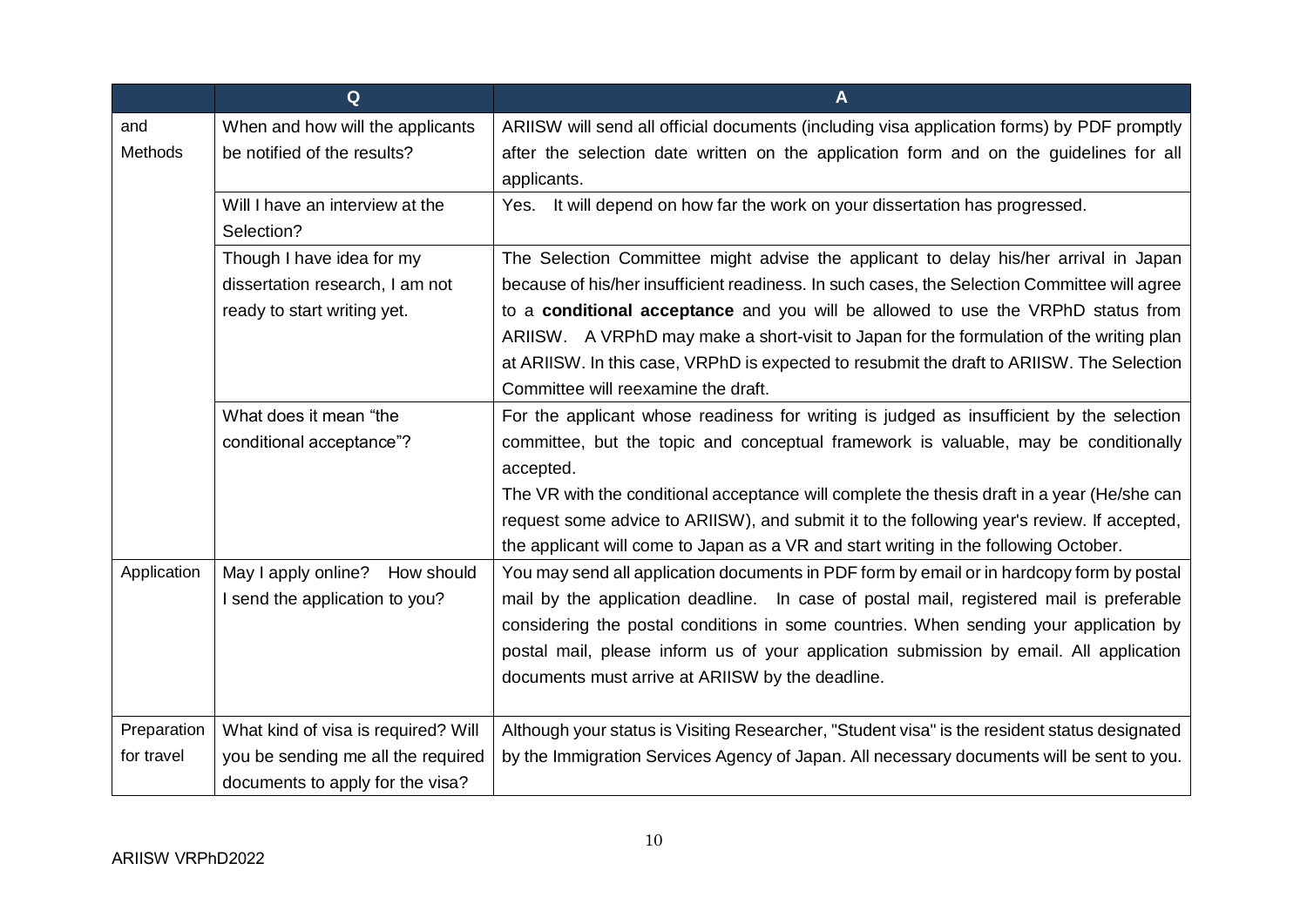|  | Q | A |
|---|---|---|
| and Methods | When and how will the applicants be notified of the results? | ARIISW will send all official documents (including visa application forms) by PDF promptly after the selection date written on the application form and on the guidelines for all applicants. |
|  | Will I have an interview at the Selection? | Yes. It will depend on how far the work on your dissertation has progressed. |
|  | Though I have idea for my dissertation research, I am not ready to start writing yet. | The Selection Committee might advise the applicant to delay his/her arrival in Japan because of his/her insufficient readiness. In such cases, the Selection Committee will agree to a **conditional acceptance** and you will be allowed to use the VRPhD status from ARIISW. A VRPhD may make a short-visit to Japan for the formulation of the writing plan at ARIISW. In this case, VRPhD is expected to resubmit the draft to ARIISW. The Selection Committee will reexamine the draft. |
|  | What does it mean "the conditional acceptance"? | For the applicant whose readiness for writing is judged as insufficient by the selection committee, but the topic and conceptual framework is valuable, may be conditionally accepted.<br>The VR with the conditional acceptance will complete the thesis draft in a year (He/she can request some advice to ARIISW), and submit it to the following year's review. If accepted, the applicant will come to Japan as a VR and start writing in the following October. |
| Application | May I apply online? How should I send the application to you? | You may send all application documents in PDF form by email or in hardcopy form by postal mail by the application deadline. In case of postal mail, registered mail is preferable considering the postal conditions in some countries. When sending your application by postal mail, please inform us of your application submission by email. All application documents must arrive at ARIISW by the deadline. |
| Preparation for travel | What kind of visa is required? Will you be sending me all the required documents to apply for the visa? | Although your status is Visiting Researcher, "Student visa" is the resident status designated by the Immigration Services Agency of Japan. All necessary documents will be sent to you. |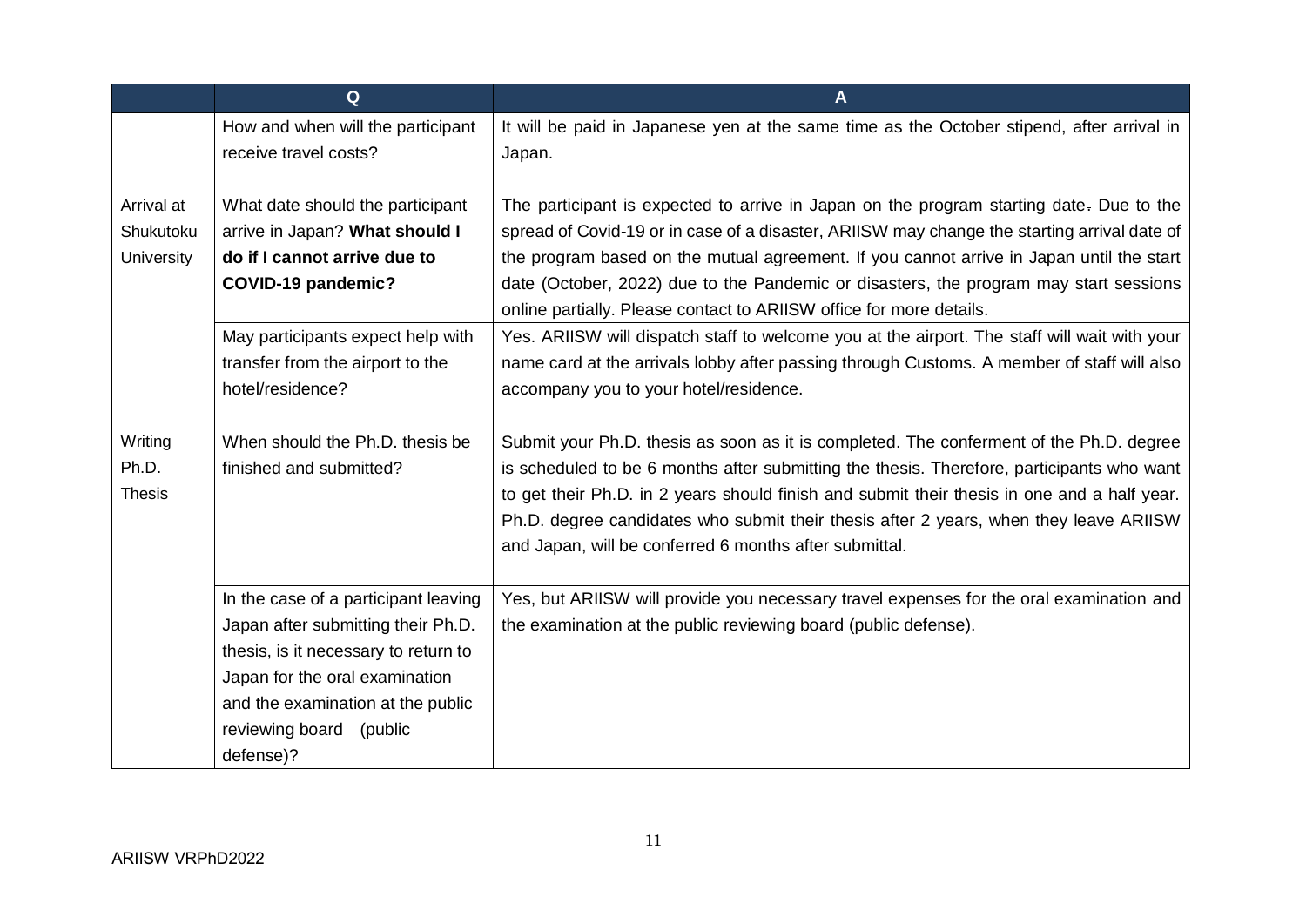|  | Q | A |
|---|---|---|
|  | How and when will the participant receive travel costs? | It will be paid in Japanese yen at the same time as the October stipend, after arrival in Japan. |
| Arrival at Shukutoku University | What date should the participant arrive in Japan? **What should I do if I cannot arrive due to COVID-19 pandemic?** | The participant is expected to arrive in Japan on the program starting date. Due to the spread of Covid-19 or in case of a disaster, ARIISW may change the starting arrival date of the program based on the mutual agreement. If you cannot arrive in Japan until the start date (October, 2022) due to the Pandemic or disasters, the program may start sessions online partially. Please contact to ARIISW office for more details. |
|  | May participants expect help with transfer from the airport to the hotel/residence? | Yes. ARIISW will dispatch staff to welcome you at the airport. The staff will wait with your name card at the arrivals lobby after passing through Customs. A member of staff will also accompany you to your hotel/residence. |
| Writing Ph.D. Thesis | When should the Ph.D. thesis be finished and submitted? | Submit your Ph.D. thesis as soon as it is completed. The conferment of the Ph.D. degree is scheduled to be 6 months after submitting the thesis. Therefore, participants who want to get their Ph.D. in 2 years should finish and submit their thesis in one and a half year. Ph.D. degree candidates who submit their thesis after 2 years, when they leave ARIISW and Japan, will be conferred 6 months after submittal. |
|  | In the case of a participant leaving Japan after submitting their Ph.D. thesis, is it necessary to return to Japan for the oral examination and the examination at the public reviewing board (public defense)? | Yes, but ARIISW will provide you necessary travel expenses for the oral examination and the examination at the public reviewing board (public defense). |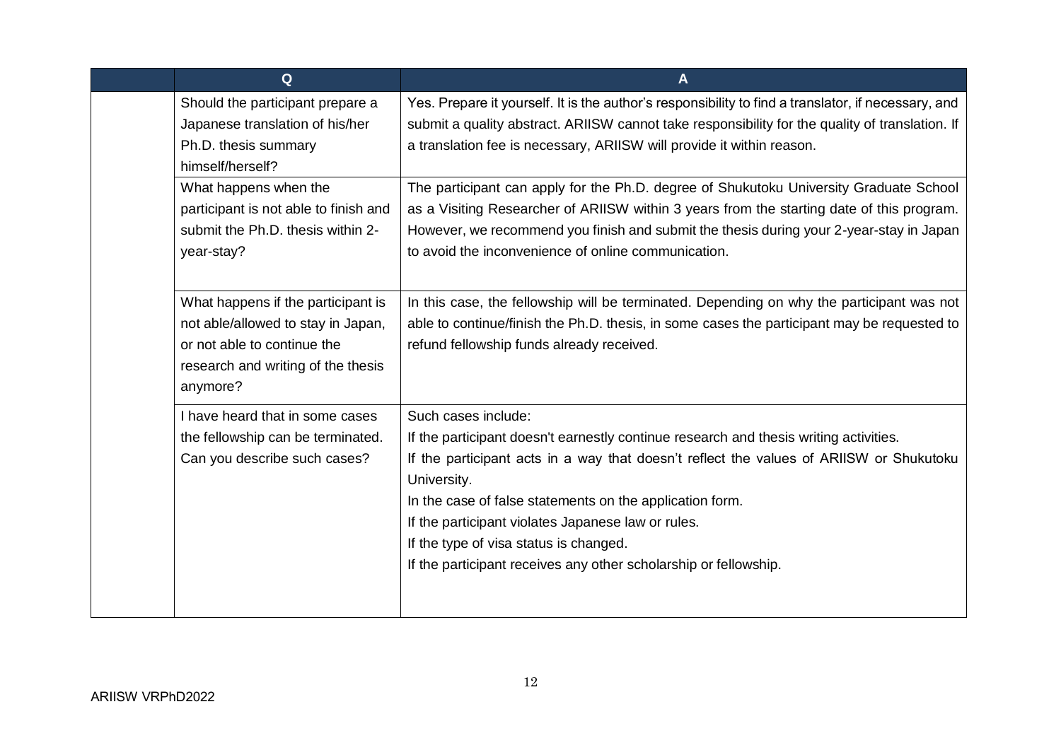| | Q | A |
|---|---|---|
| | Should the participant prepare a Japanese translation of his/her Ph.D. thesis summary himself/herself? | Yes. Prepare it yourself. It is the author's responsibility to find a translator, if necessary, and submit a quality abstract. ARIISW cannot take responsibility for the quality of translation. If a translation fee is necessary, ARIISW will provide it within reason. |
| | What happens when the participant is not able to finish and submit the Ph.D. thesis within 2-year-stay? | The participant can apply for the Ph.D. degree of Shukutoku University Graduate School as a Visiting Researcher of ARIISW within 3 years from the starting date of this program. However, we recommend you finish and submit the thesis during your 2-year-stay in Japan to avoid the inconvenience of online communication. |
| | What happens if the participant is not able/allowed to stay in Japan, or not able to continue the research and writing of the thesis anymore? | In this case, the fellowship will be terminated. Depending on why the participant was not able to continue/finish the Ph.D. thesis, in some cases the participant may be requested to refund fellowship funds already received. |
| | I have heard that in some cases the fellowship can be terminated. Can you describe such cases? | Such cases include:<br>If the participant doesn't earnestly continue research and thesis writing activities.<br>If the participant acts in a way that doesn't reflect the values of ARIISW or Shukutoku University.<br>In the case of false statements on the application form.<br>If the participant violates Japanese law or rules.<br>If the type of visa status is changed.<br>If the participant receives any other scholarship or fellowship. |

ARIISW VRPhD2022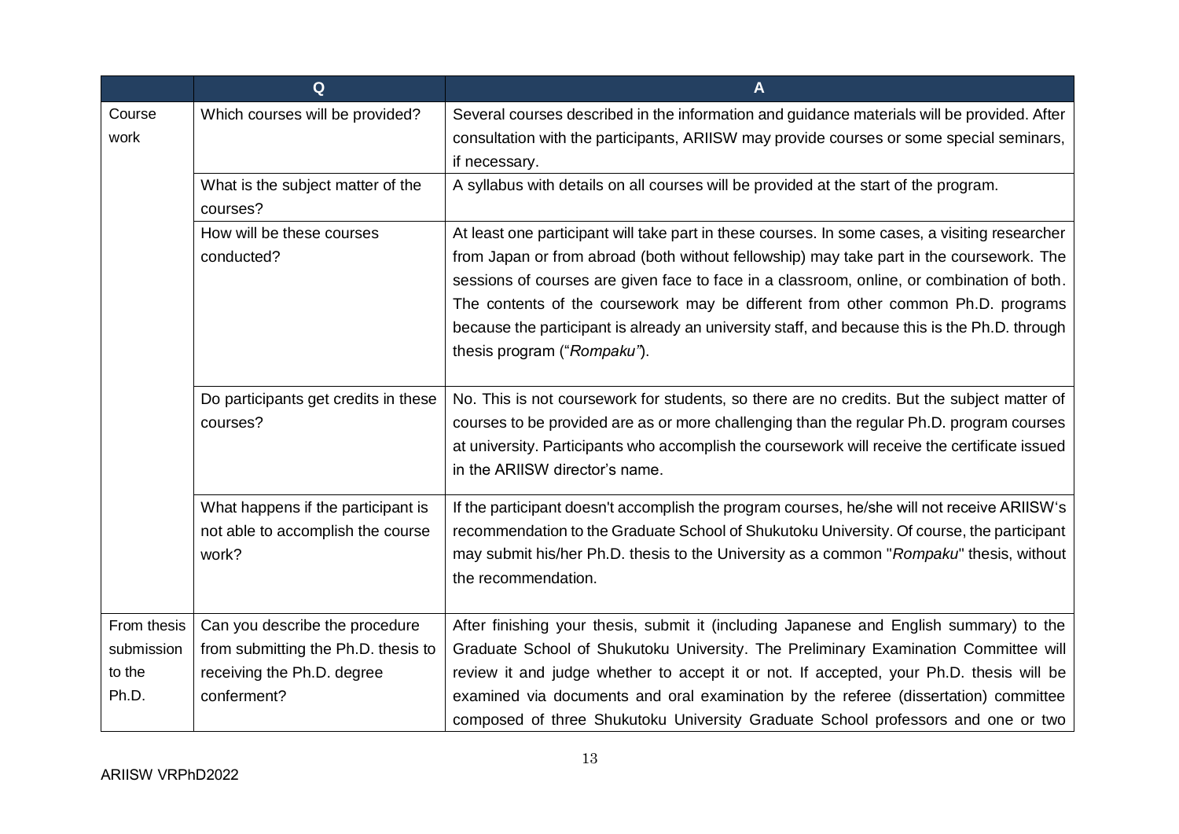| | Q | A |
|---|---|---|
| Course work | Which courses will be provided? | Several courses described in the information and guidance materials will be provided. After consultation with the participants, ARIISW may provide courses or some special seminars, if necessary. |
| | What is the subject matter of the courses? | A syllabus with details on all courses will be provided at the start of the program. |
| | How will be these courses conducted? | At least one participant will take part in these courses. In some cases, a visiting researcher from Japan or from abroad (both without fellowship) may take part in the coursework. The sessions of courses are given face to face in a classroom, online, or combination of both. The contents of the coursework may be different from other common Ph.D. programs because the participant is already an university staff, and because this is the Ph.D. through thesis program ("*Rompaku"*). |
| | Do participants get credits in these courses? | No. This is not coursework for students, so there are no credits. But the subject matter of courses to be provided are as or more challenging than the regular Ph.D. program courses at university. Participants who accomplish the coursework will receive the certificate issued in the ARIISW director's name. |
| | What happens if the participant is not able to accomplish the course work? | If the participant doesn't accomplish the program courses, he/she will not receive ARIISW's recommendation to the Graduate School of Shukutoku University. Of course, the participant may submit his/her Ph.D. thesis to the University as a common "*Rompaku*" thesis, without the recommendation. |
| From thesis submission to the Ph.D. | Can you describe the procedure from submitting the Ph.D. thesis to receiving the Ph.D. degree conferment? | After finishing your thesis, submit it (including Japanese and English summary) to the Graduate School of Shukutoku University. The Preliminary Examination Committee will review it and judge whether to accept it or not. If accepted, your Ph.D. thesis will be examined via documents and oral examination by the referee (dissertation) committee composed of three Shukutoku University Graduate School professors and one or two |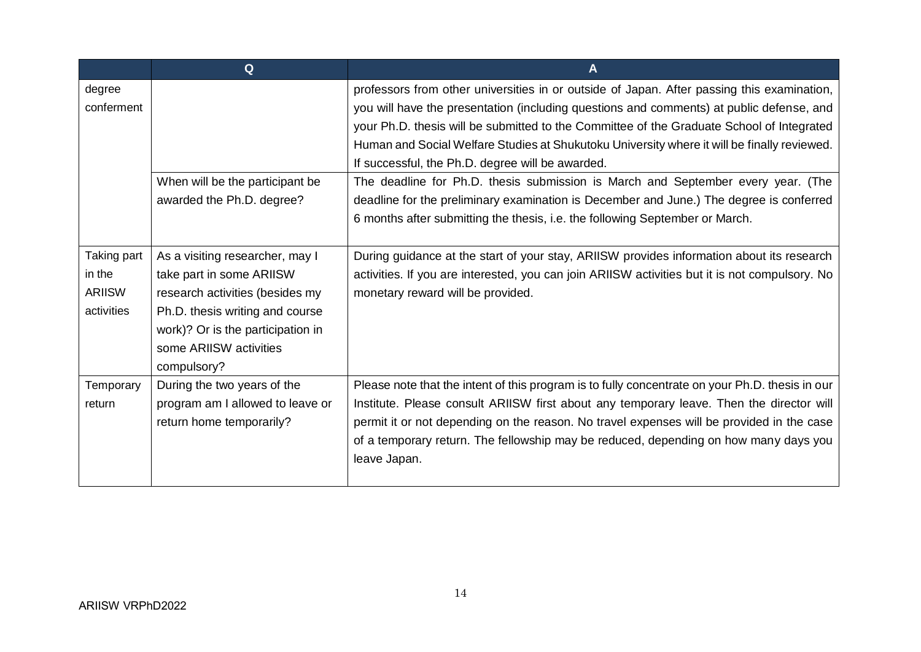| | Q | A |
|---|---|---|
| degree conferment | | professors from other universities in or outside of Japan. After passing this examination, you will have the presentation (including questions and comments) at public defense, and your Ph.D. thesis will be submitted to the Committee of the Graduate School of Integrated Human and Social Welfare Studies at Shukutoku University where it will be finally reviewed. If successful, the Ph.D. degree will be awarded. |
| | When will be the participant be awarded the Ph.D. degree? | The deadline for Ph.D. thesis submission is March and September every year. (The deadline for the preliminary examination is December and June.) The degree is conferred 6 months after submitting the thesis, i.e. the following September or March. |
| Taking part in the ARIISW activities | As a visiting researcher, may I take part in some ARIISW research activities (besides my Ph.D. thesis writing and course work)? Or is the participation in some ARIISW activities compulsory? | During guidance at the start of your stay, ARIISW provides information about its research activities. If you are interested, you can join ARIISW activities but it is not compulsory. No monetary reward will be provided. |
| Temporary return | During the two years of the program am I allowed to leave or return home temporarily? | Please note that the intent of this program is to fully concentrate on your Ph.D. thesis in our Institute. Please consult ARIISW first about any temporary leave. Then the director will permit it or not depending on the reason. No travel expenses will be provided in the case of a temporary return. The fellowship may be reduced, depending on how many days you leave Japan. |